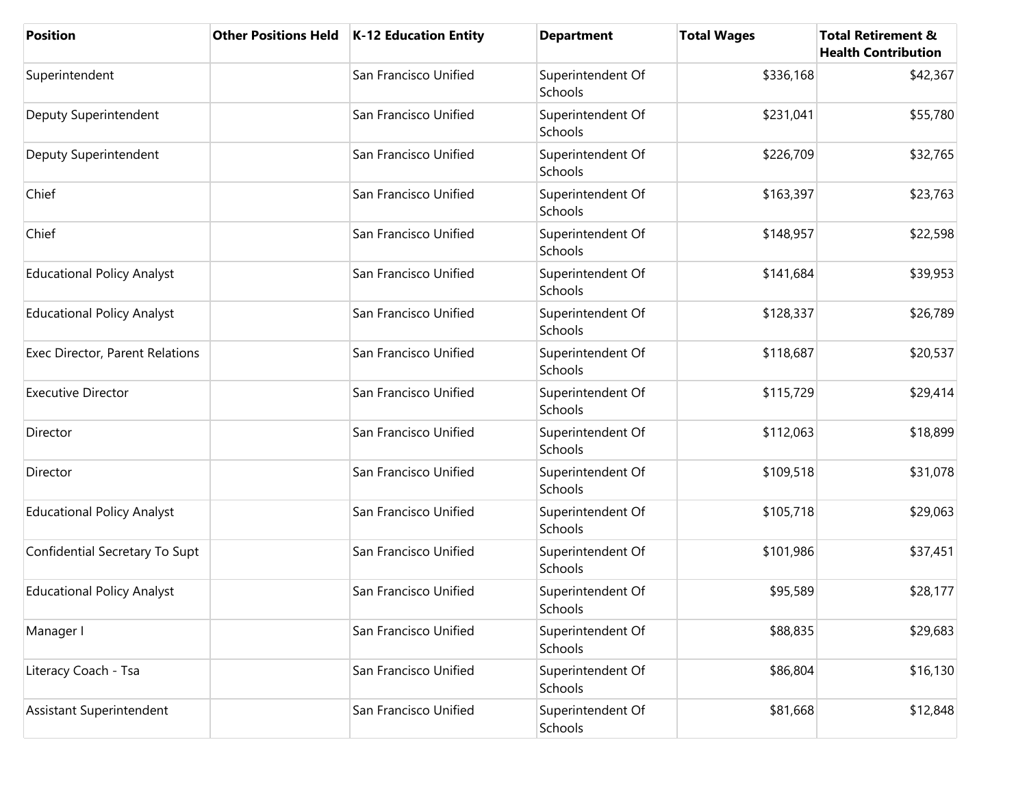| Position | Other Positions Held | K-12 Education Entity | Department | Total Wages | Total Retirement & Health Contribution |
| --- | --- | --- | --- | --- | --- |
| Superintendent | | San Francisco Unified | Superintendent Of Schools | $336,168 | $42,367 |
| Deputy Superintendent | | San Francisco Unified | Superintendent Of Schools | $231,041 | $55,780 |
| Deputy Superintendent | | San Francisco Unified | Superintendent Of Schools | $226,709 | $32,765 |
| Chief | | San Francisco Unified | Superintendent Of Schools | $163,397 | $23,763 |
| Chief | | San Francisco Unified | Superintendent Of Schools | $148,957 | $22,598 |
| Educational Policy Analyst | | San Francisco Unified | Superintendent Of Schools | $141,684 | $39,953 |
| Educational Policy Analyst | | San Francisco Unified | Superintendent Of Schools | $128,337 | $26,789 |
| Exec Director, Parent Relations | | San Francisco Unified | Superintendent Of Schools | $118,687 | $20,537 |
| Executive Director | | San Francisco Unified | Superintendent Of Schools | $115,729 | $29,414 |
| Director | | San Francisco Unified | Superintendent Of Schools | $112,063 | $18,899 |
| Director | | San Francisco Unified | Superintendent Of Schools | $109,518 | $31,078 |
| Educational Policy Analyst | | San Francisco Unified | Superintendent Of Schools | $105,718 | $29,063 |
| Confidential Secretary To Supt | | San Francisco Unified | Superintendent Of Schools | $101,986 | $37,451 |
| Educational Policy Analyst | | San Francisco Unified | Superintendent Of Schools | $95,589 | $28,177 |
| Manager I | | San Francisco Unified | Superintendent Of Schools | $88,835 | $29,683 |
| Literacy Coach - Tsa | | San Francisco Unified | Superintendent Of Schools | $86,804 | $16,130 |
| Assistant Superintendent | | San Francisco Unified | Superintendent Of Schools | $81,668 | $12,848 |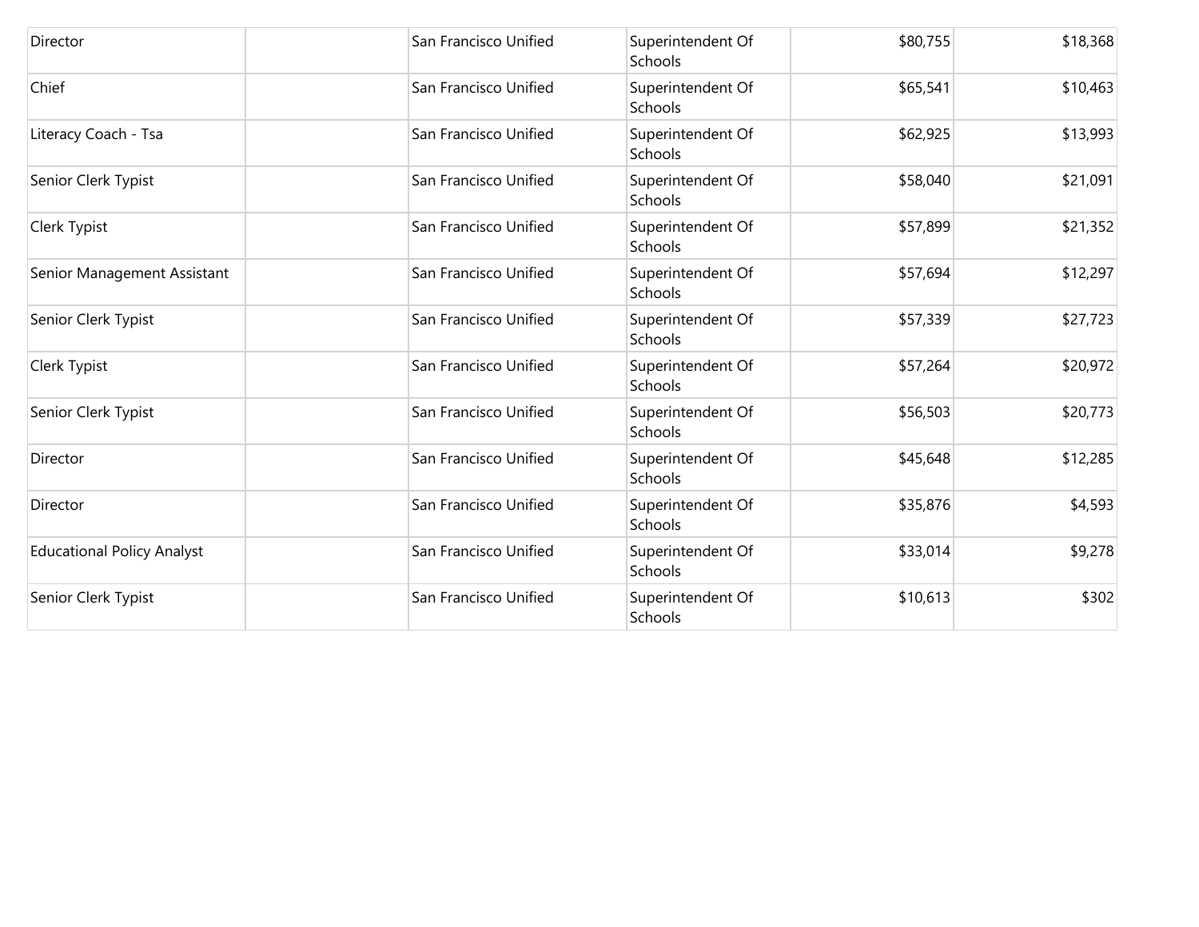| | | | | | |
|---|---|---|---|---|---|
| Director | | San Francisco Unified | Superintendent Of Schools | $80,755 | $18,368 |
| Chief | | San Francisco Unified | Superintendent Of Schools | $65,541 | $10,463 |
| Literacy Coach - Tsa | | San Francisco Unified | Superintendent Of Schools | $62,925 | $13,993 |
| Senior Clerk Typist | | San Francisco Unified | Superintendent Of Schools | $58,040 | $21,091 |
| Clerk Typist | | San Francisco Unified | Superintendent Of Schools | $57,899 | $21,352 |
| Senior Management Assistant | | San Francisco Unified | Superintendent Of Schools | $57,694 | $12,297 |
| Senior Clerk Typist | | San Francisco Unified | Superintendent Of Schools | $57,339 | $27,723 |
| Clerk Typist | | San Francisco Unified | Superintendent Of Schools | $57,264 | $20,972 |
| Senior Clerk Typist | | San Francisco Unified | Superintendent Of Schools | $56,503 | $20,773 |
| Director | | San Francisco Unified | Superintendent Of Schools | $45,648 | $12,285 |
| Director | | San Francisco Unified | Superintendent Of Schools | $35,876 | $4,593 |
| Educational Policy Analyst | | San Francisco Unified | Superintendent Of Schools | $33,014 | $9,278 |
| Senior Clerk Typist | | San Francisco Unified | Superintendent Of Schools | $10,613 | $302 |